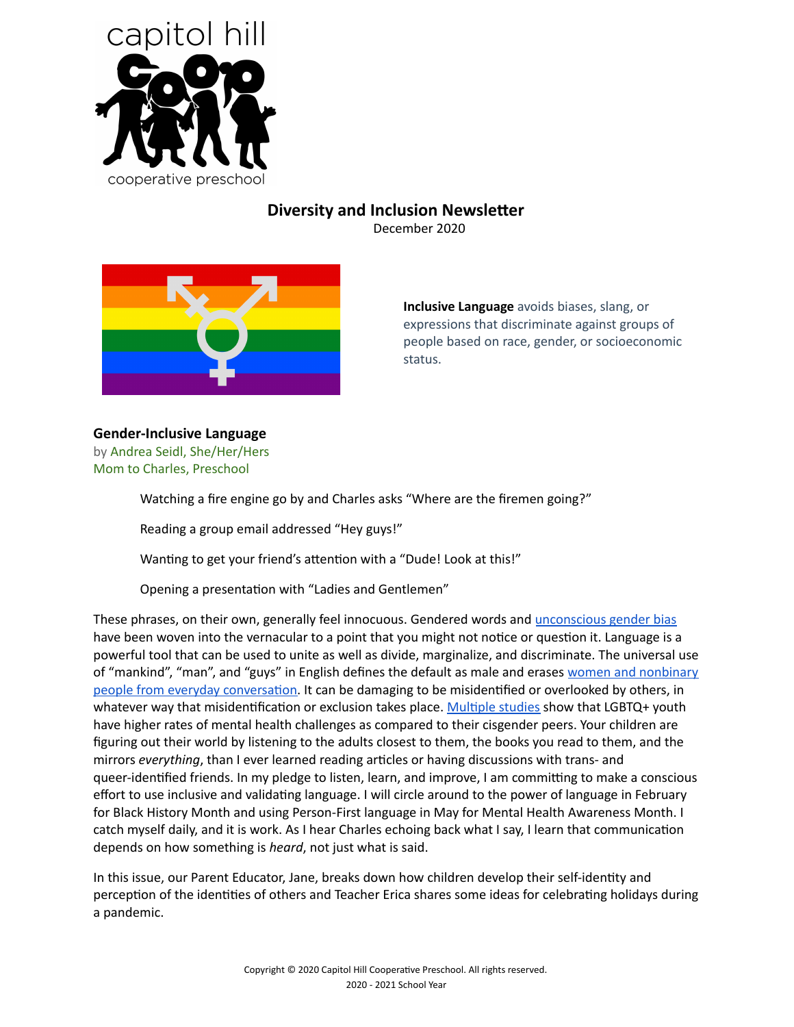capitol hill

cooperative preschool

## Diversity and Inclusion Newsletter

December 2020

**Inclusive Language** avoids biases, slang, or expressions that discriminate against groups of people based on race, gender, or socioeconomic status.

### Gender-Inclusive Language

by Andrea Seidl, She/Her/Hers
Mom to Charles, Preschool

> Watching a fire engine go by and Charles asks "Where are the firemen going?"
>
> Reading a group email addressed "Hey guys!"
>
> Wanting to get your friend's attention with a "Dude! Look at this!"
>
> Opening a presentation with "Ladies and Gentlemen"

These phrases, on their own, generally feel innocuous. Gendered words and unconscious gender bias have been woven into the vernacular to a point that you might not notice or question it. Language is a powerful tool that can be used to unite as well as divide, marginalize, and discriminate. The universal use of "mankind", "man", and "guys" in English defines the default as male and erases women and nonbinary people from everyday conversation. It can be damaging to be misidentified or overlooked by others, in whatever way that misidentification or exclusion takes place. Multiple studies show that LGBTQ+ youth have higher rates of mental health challenges as compared to their cisgender peers. Your children are figuring out their world by listening to the adults closest to them, the books you read to them, and the mirrors *everything*, than I ever learned reading articles or having discussions with trans- and queer-identified friends. In my pledge to listen, learn, and improve, I am committing to make a conscious effort to use inclusive and validating language. I will circle around to the power of language in February for Black History Month and using Person-First language in May for Mental Health Awareness Month. I catch myself daily, and it is work. As I hear Charles echoing back what I say, I learn that communication depends on how something is *heard*, not just what is said.

In this issue, our Parent Educator, Jane, breaks down how children develop their self-identity and perception of the identities of others and Teacher Erica shares some ideas for celebrating holidays during a pandemic.

Copyright © 2020 Capitol Hill Cooperative Preschool. All rights reserved.
2020 - 2021 School Year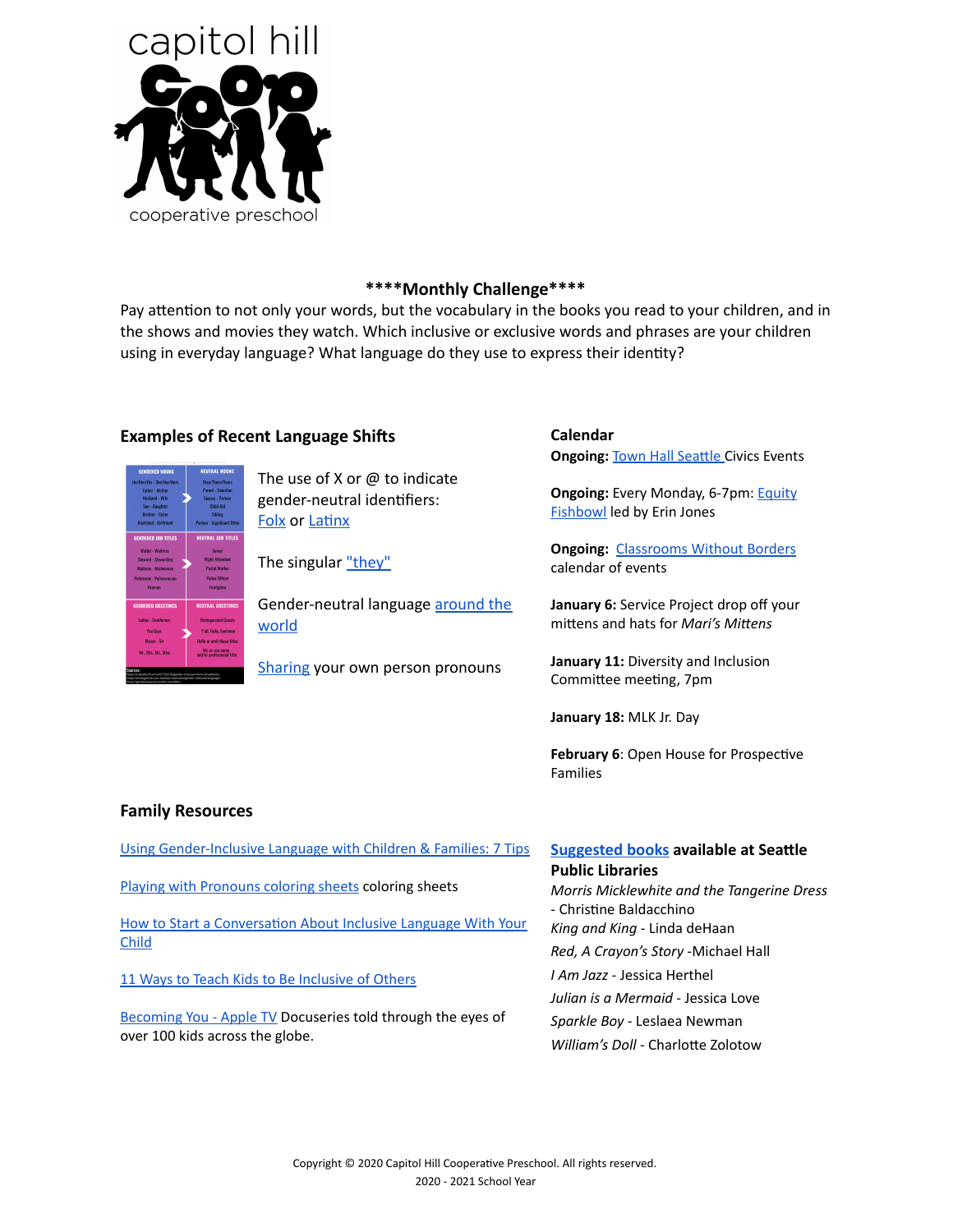**\*\*\*\*Monthly Challenge\*\*\*\***

Pay attention to not only your words, but the vocabulary in the books you read to your children, and in the shows and movies they watch. Which inclusive or exclusive words and phrases are your children using in everyday language? What language do they use to express their identity?

## Examples of Recent Language Shifts

The use of X or @ to indicate gender-neutral identifiers: Folx or Latinx

The singular "they"

Gender-neutral language around the world

Sharing your own person pronouns

## Calendar

**Ongoing:** Town Hall Seattle Civics Events

**Ongoing:** Every Monday, 6-7pm: Equity Fishbowl led by Erin Jones

**Ongoing:** Classrooms Without Borders calendar of events

**January 6:** Service Project drop off your mittens and hats for *Mari's Mittens*

**January 11:** Diversity and Inclusion Committee meeting, 7pm

**January 18:** MLK Jr. Day

**February 6**: Open House for Prospective Families

## Family Resources

Using Gender-Inclusive Language with Children & Families: 7 Tips

Playing with Pronouns coloring sheets coloring sheets

How to Start a Conversation About Inclusive Language With Your Child

11 Ways to Teach Kids to Be Inclusive of Others

Becoming You - Apple TV Docuseries told through the eyes of over 100 kids across the globe.

**Suggested books available at Seattle Public Libraries**

*Morris Micklewhite and the Tangerine Dress* - Christine Baldacchino
*King and King* - Linda deHaan
*Red, A Crayon's Story* -Michael Hall
*I Am Jazz* - Jessica Herthel
*Julian is a Mermaid* - Jessica Love
*Sparkle Boy* - Leslaea Newman
*William's Doll* - Charlotte Zolotow

Copyright © 2020 Capitol Hill Cooperative Preschool. All rights reserved.
2020 - 2021 School Year